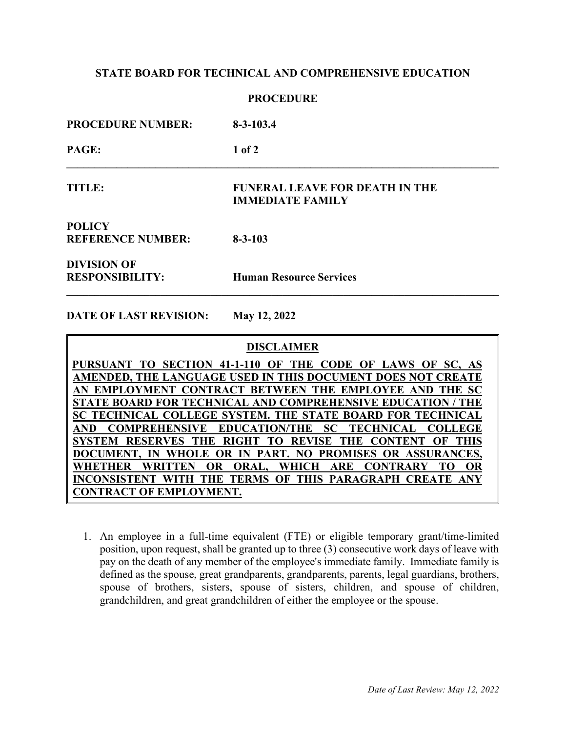**STATE BOARD FOR TECHNICAL AND COMPREHENSIVE EDUCATION**

**PROCEDURE**

| | |
|---|---|
| **PROCEDURE NUMBER:** | **8-3-103.4** |
| **TITLE:** | **FUNERAL LEAVE FOR DEATH IN THE IMMEDIATE FAMILY** |
| **POLICY REFERENCE NUMBER:** | **8-3-103** |
| **DIVISION OF RESPONSIBILITY:** | **Human Resource Services** |

**DATE OF LAST REVISION:** **May 12, 2022**

**DISCLAIMER**

**PURSUANT TO SECTION 41-1-110 OF THE CODE OF LAWS OF SC, AS AMENDED, THE LANGUAGE USED IN THIS DOCUMENT DOES NOT CREATE AN EMPLOYMENT CONTRACT BETWEEN THE EMPLOYEE AND THE SC STATE BOARD FOR TECHNICAL AND COMPREHENSIVE EDUCATION / THE SC TECHNICAL COLLEGE SYSTEM. THE STATE BOARD FOR TECHNICAL AND COMPREHENSIVE EDUCATION/THE SC TECHNICAL COLLEGE SYSTEM RESERVES THE RIGHT TO REVISE THE CONTENT OF THIS DOCUMENT, IN WHOLE OR IN PART. NO PROMISES OR ASSURANCES, WHETHER WRITTEN OR ORAL, WHICH ARE CONTRARY TO OR INCONSISTENT WITH THE TERMS OF THIS PARAGRAPH CREATE ANY CONTRACT OF EMPLOYMENT.**

1. An employee in a full-time equivalent (FTE) or eligible temporary grant/time-limited position, upon request, shall be granted up to three (3) consecutive work days of leave with pay on the death of any member of the employee's immediate family. Immediate family is defined as the spouse, great grandparents, grandparents, parents, legal guardians, brothers, spouse of brothers, sisters, spouse of sisters, children, and spouse of children, grandchildren, and great grandchildren of either the employee or the spouse.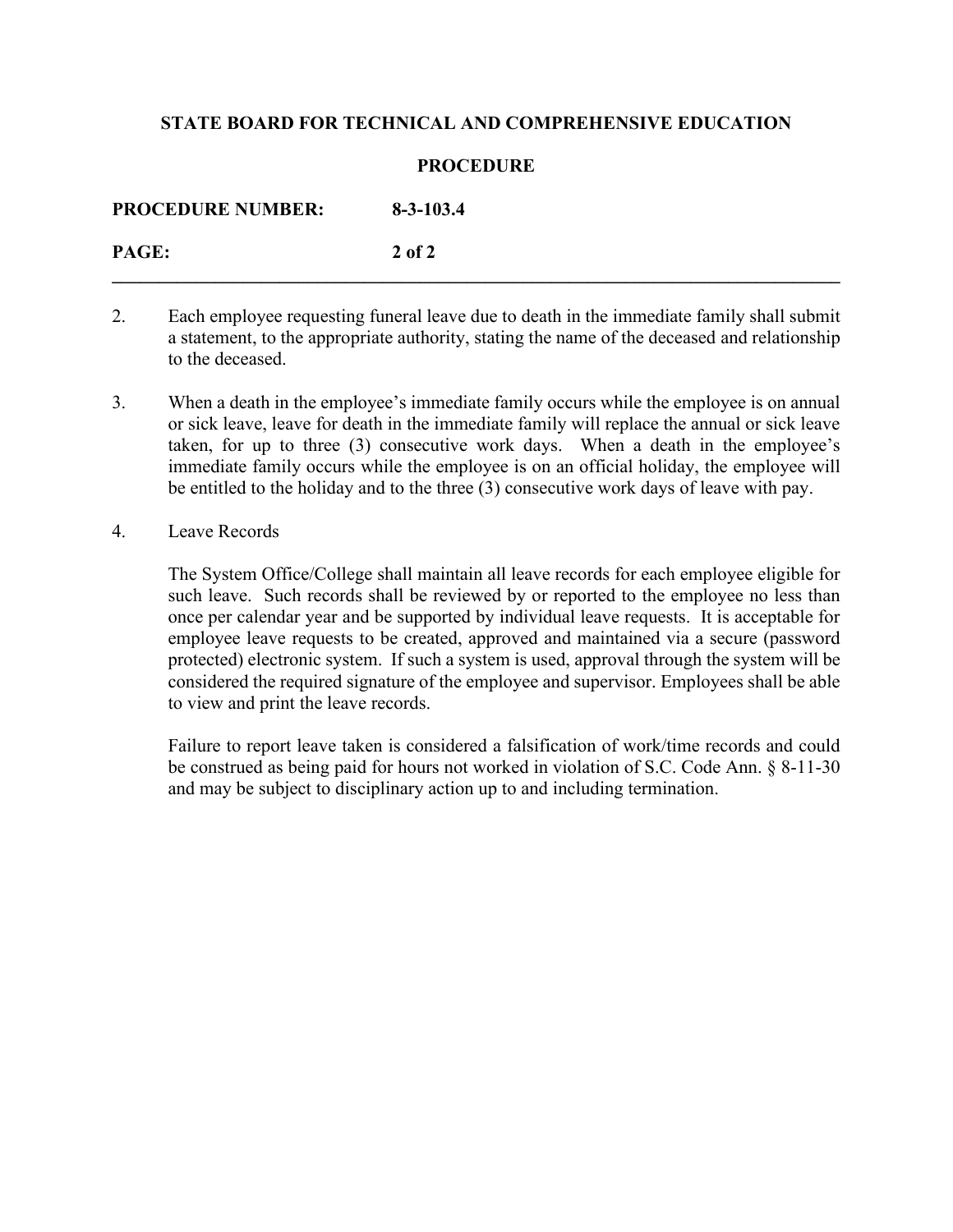2. Each employee requesting funeral leave due to death in the immediate family shall submit a statement, to the appropriate authority, stating the name of the deceased and relationship to the deceased.

3. When a death in the employee's immediate family occurs while the employee is on annual or sick leave, leave for death in the immediate family will replace the annual or sick leave taken, for up to three (3) consecutive work days. When a death in the employee's immediate family occurs while the employee is on an official holiday, the employee will be entitled to the holiday and to the three (3) consecutive work days of leave with pay.

4. Leave Records

   The System Office/College shall maintain all leave records for each employee eligible for such leave. Such records shall be reviewed by or reported to the employee no less than once per calendar year and be supported by individual leave requests. It is acceptable for employee leave requests to be created, approved and maintained via a secure (password protected) electronic system. If such a system is used, approval through the system will be considered the required signature of the employee and supervisor. Employees shall be able to view and print the leave records.

   Failure to report leave taken is considered a falsification of work/time records and could be construed as being paid for hours not worked in violation of S.C. Code Ann. § 8-11-30 and may be subject to disciplinary action up to and including termination.